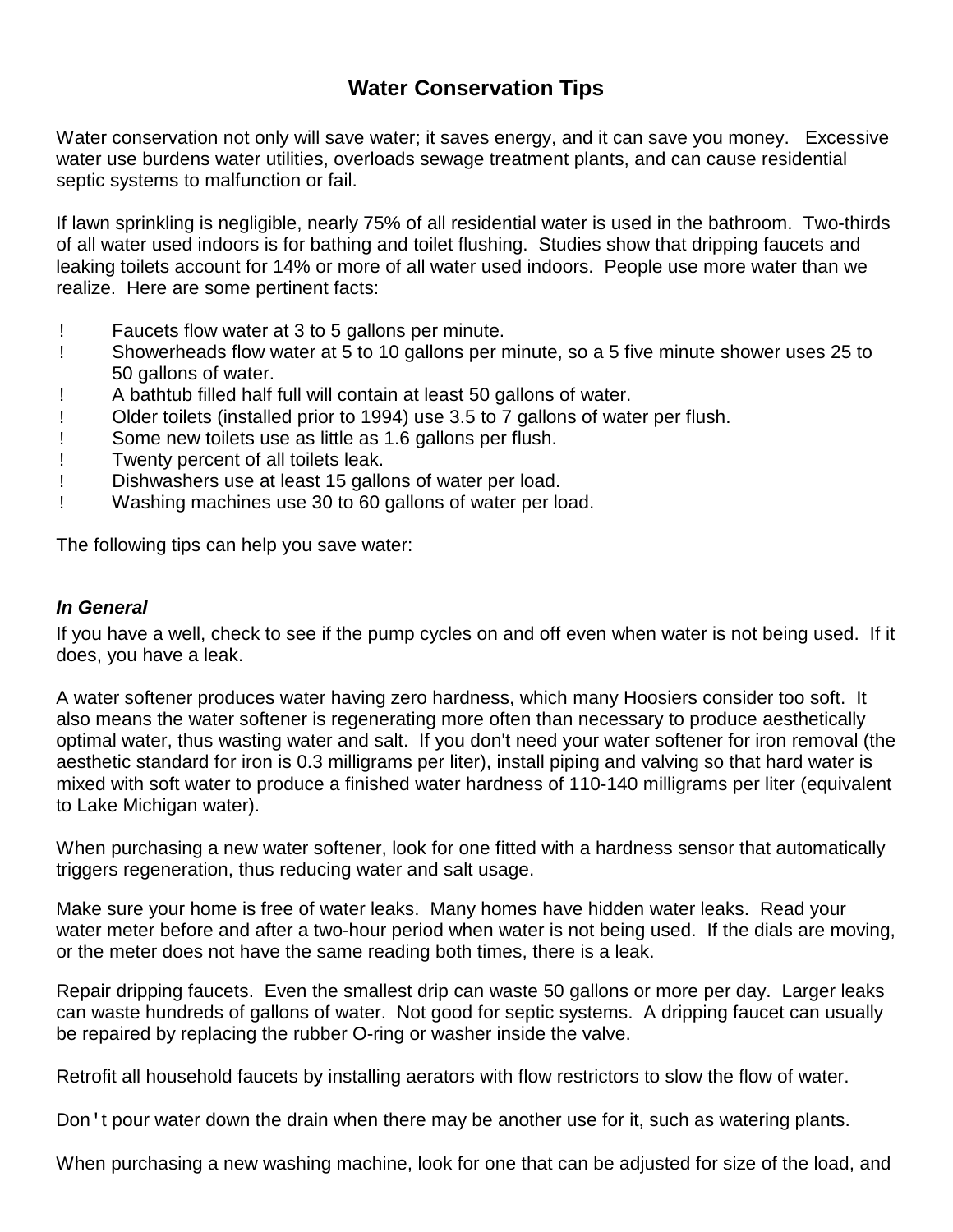# Water Conservation Tips

Water conservation not only will save water; it saves energy, and it can save you money. Excessive water use burdens water utilities, overloads sewage treatment plants, and can cause residential septic systems to malfunction or fail.

If lawn sprinkling is negligible, nearly 75% of all residential water is used in the bathroom. Two-thirds of all water used indoors is for bathing and toilet flushing. Studies show that dripping faucets and leaking toilets account for 14% or more of all water used indoors. People use more water than we realize. Here are some pertinent facts:

- Faucets flow water at 3 to 5 gallons per minute.
- Showerheads flow water at 5 to 10 gallons per minute, so a 5 five minute shower uses 25 to 50 gallons of water.
- A bathtub filled half full will contain at least 50 gallons of water.
- Older toilets (installed prior to 1994) use 3.5 to 7 gallons of water per flush.
- Some new toilets use as little as 1.6 gallons per flush.
- Twenty percent of all toilets leak.
- Dishwashers use at least 15 gallons of water per load.
- Washing machines use 30 to 60 gallons of water per load.

The following tips can help you save water:

### *In General*

If you have a well, check to see if the pump cycles on and off even when water is not being used. If it does, you have a leak.

A water softener produces water having zero hardness, which many Hoosiers consider too soft. It also means the water softener is regenerating more often than necessary to produce aesthetically optimal water, thus wasting water and salt. If you don't need your water softener for iron removal (the aesthetic standard for iron is 0.3 milligrams per liter), install piping and valving so that hard water is mixed with soft water to produce a finished water hardness of 110-140 milligrams per liter (equivalent to Lake Michigan water).

When purchasing a new water softener, look for one fitted with a hardness sensor that automatically triggers regeneration, thus reducing water and salt usage.

Make sure your home is free of water leaks. Many homes have hidden water leaks. Read your water meter before and after a two-hour period when water is not being used. If the dials are moving, or the meter does not have the same reading both times, there is a leak.

Repair dripping faucets. Even the smallest drip can waste 50 gallons or more per day. Larger leaks can waste hundreds of gallons of water. Not good for septic systems. A dripping faucet can usually be repaired by replacing the rubber O-ring or washer inside the valve.

Retrofit all household faucets by installing aerators with flow restrictors to slow the flow of water.

Don't pour water down the drain when there may be another use for it, such as watering plants.

When purchasing a new washing machine, look for one that can be adjusted for size of the load, and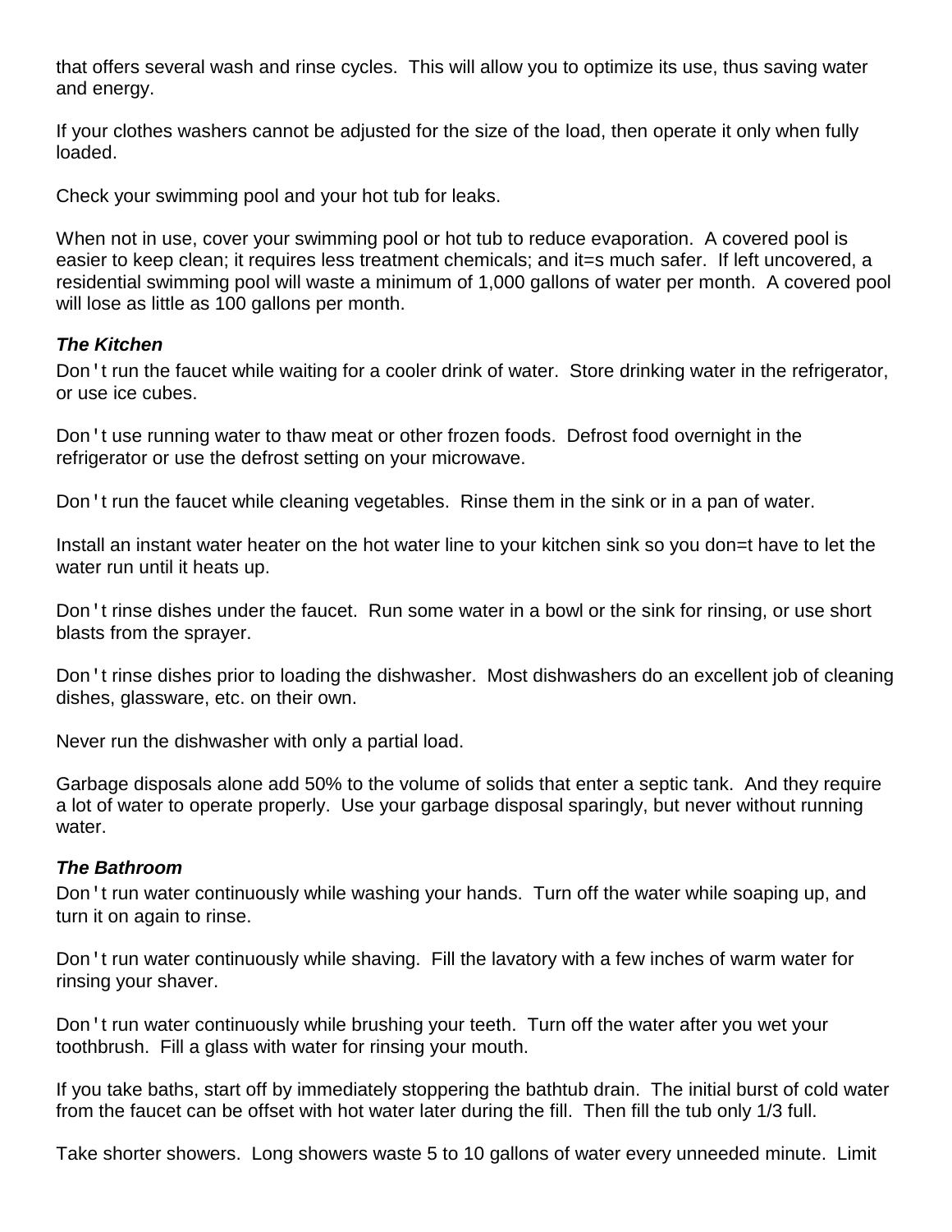that offers several wash and rinse cycles. This will allow you to optimize its use, thus saving water and energy.

If your clothes washers cannot be adjusted for the size of the load, then operate it only when fully loaded.

Check your swimming pool and your hot tub for leaks.

When not in use, cover your swimming pool or hot tub to reduce evaporation. A covered pool is easier to keep clean; it requires less treatment chemicals; and it=s much safer. If left uncovered, a residential swimming pool will waste a minimum of 1,000 gallons of water per month. A covered pool will lose as little as 100 gallons per month.

***The Kitchen***

Don't run the faucet while waiting for a cooler drink of water. Store drinking water in the refrigerator, or use ice cubes.

Don't use running water to thaw meat or other frozen foods. Defrost food overnight in the refrigerator or use the defrost setting on your microwave.

Don't run the faucet while cleaning vegetables. Rinse them in the sink or in a pan of water.

Install an instant water heater on the hot water line to your kitchen sink so you don=t have to let the water run until it heats up.

Don't rinse dishes under the faucet. Run some water in a bowl or the sink for rinsing, or use short blasts from the sprayer.

Don't rinse dishes prior to loading the dishwasher. Most dishwashers do an excellent job of cleaning dishes, glassware, etc. on their own.

Never run the dishwasher with only a partial load.

Garbage disposals alone add 50% to the volume of solids that enter a septic tank. And they require a lot of water to operate properly. Use your garbage disposal sparingly, but never without running water.

***The Bathroom***

Don't run water continuously while washing your hands. Turn off the water while soaping up, and turn it on again to rinse.

Don't run water continuously while shaving. Fill the lavatory with a few inches of warm water for rinsing your shaver.

Don't run water continuously while brushing your teeth. Turn off the water after you wet your toothbrush. Fill a glass with water for rinsing your mouth.

If you take baths, start off by immediately stoppering the bathtub drain. The initial burst of cold water from the faucet can be offset with hot water later during the fill. Then fill the tub only 1/3 full.

Take shorter showers. Long showers waste 5 to 10 gallons of water every unneeded minute. Limit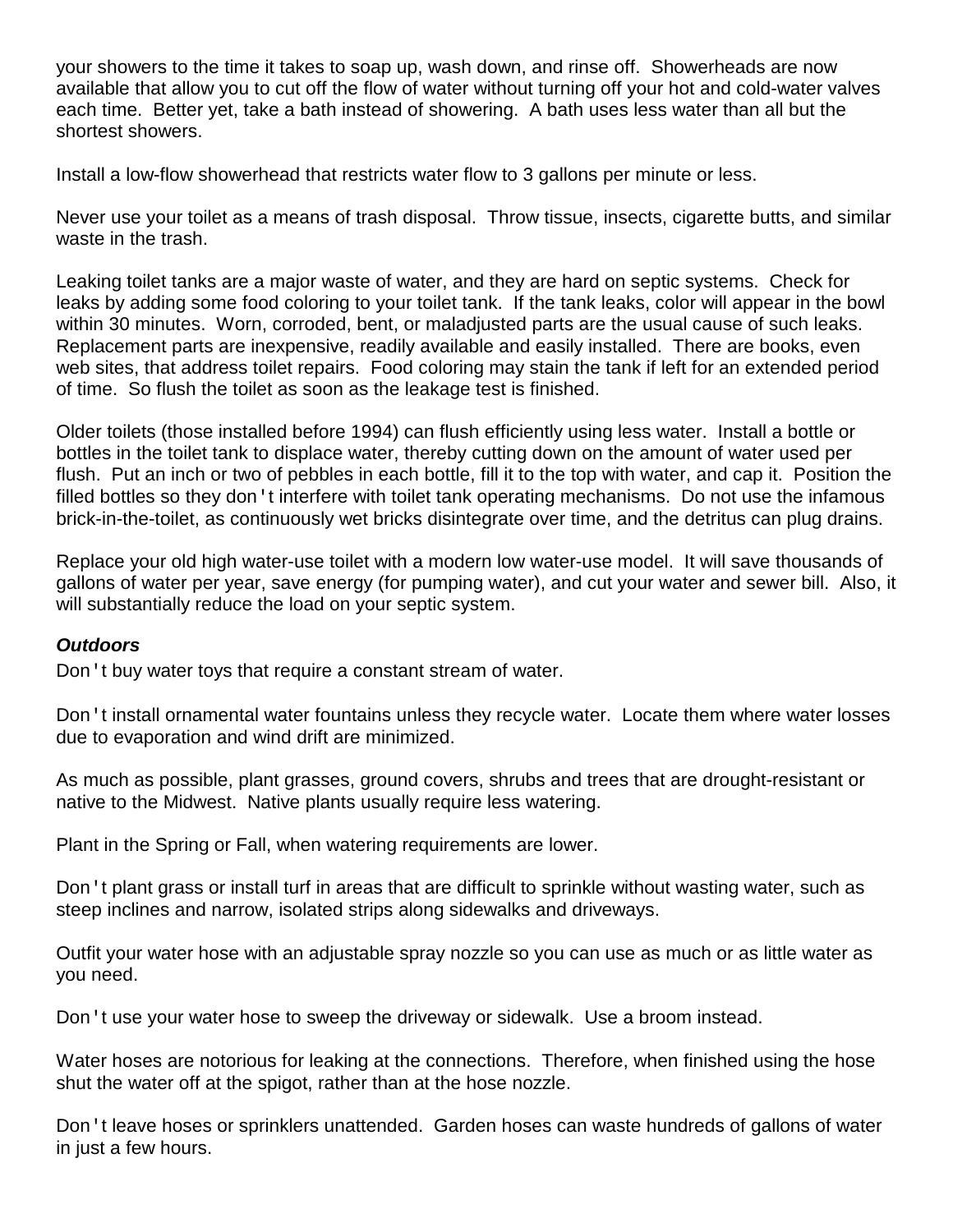your showers to the time it takes to soap up, wash down, and rinse off. Showerheads are now available that allow you to cut off the flow of water without turning off your hot and cold-water valves each time. Better yet, take a bath instead of showering. A bath uses less water than all but the shortest showers.

Install a low-flow showerhead that restricts water flow to 3 gallons per minute or less.

Never use your toilet as a means of trash disposal. Throw tissue, insects, cigarette butts, and similar waste in the trash.

Leaking toilet tanks are a major waste of water, and they are hard on septic systems. Check for leaks by adding some food coloring to your toilet tank. If the tank leaks, color will appear in the bowl within 30 minutes. Worn, corroded, bent, or maladjusted parts are the usual cause of such leaks. Replacement parts are inexpensive, readily available and easily installed. There are books, even web sites, that address toilet repairs. Food coloring may stain the tank if left for an extended period of time. So flush the toilet as soon as the leakage test is finished.

Older toilets (those installed before 1994) can flush efficiently using less water. Install a bottle or bottles in the toilet tank to displace water, thereby cutting down on the amount of water used per flush. Put an inch or two of pebbles in each bottle, fill it to the top with water, and cap it. Position the filled bottles so they don't interfere with toilet tank operating mechanisms. Do not use the infamous brick-in-the-toilet, as continuously wet bricks disintegrate over time, and the detritus can plug drains.

Replace your old high water-use toilet with a modern low water-use model. It will save thousands of gallons of water per year, save energy (for pumping water), and cut your water and sewer bill. Also, it will substantially reduce the load on your septic system.

***Outdoors***

Don't buy water toys that require a constant stream of water.

Don't install ornamental water fountains unless they recycle water. Locate them where water losses due to evaporation and wind drift are minimized.

As much as possible, plant grasses, ground covers, shrubs and trees that are drought-resistant or native to the Midwest. Native plants usually require less watering.

Plant in the Spring or Fall, when watering requirements are lower.

Don't plant grass or install turf in areas that are difficult to sprinkle without wasting water, such as steep inclines and narrow, isolated strips along sidewalks and driveways.

Outfit your water hose with an adjustable spray nozzle so you can use as much or as little water as you need.

Don't use your water hose to sweep the driveway or sidewalk. Use a broom instead.

Water hoses are notorious for leaking at the connections. Therefore, when finished using the hose shut the water off at the spigot, rather than at the hose nozzle.

Don't leave hoses or sprinklers unattended. Garden hoses can waste hundreds of gallons of water in just a few hours.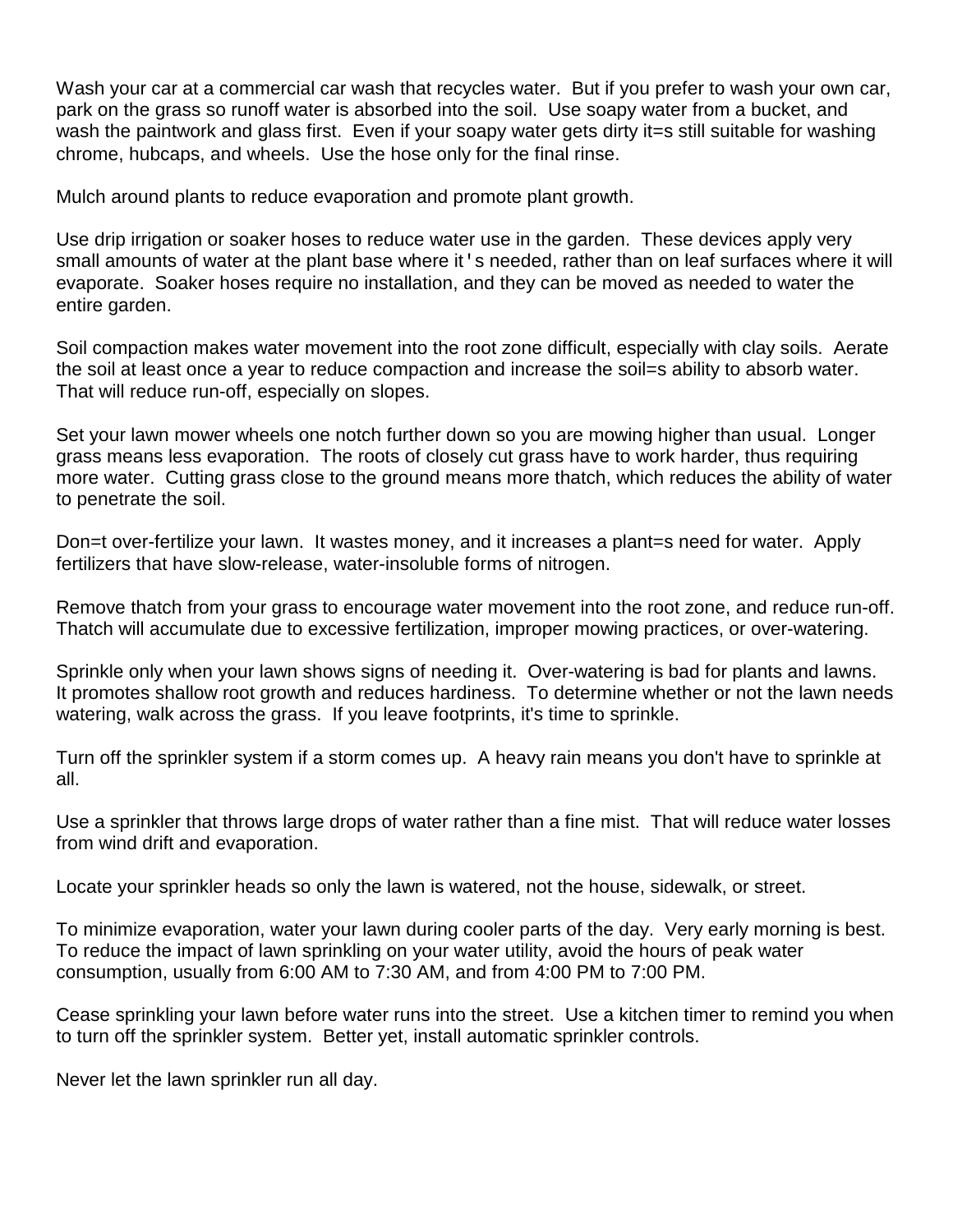Wash your car at a commercial car wash that recycles water. But if you prefer to wash your own car, park on the grass so runoff water is absorbed into the soil. Use soapy water from a bucket, and wash the paintwork and glass first. Even if your soapy water gets dirty it=s still suitable for washing chrome, hubcaps, and wheels. Use the hose only for the final rinse.

Mulch around plants to reduce evaporation and promote plant growth.

Use drip irrigation or soaker hoses to reduce water use in the garden. These devices apply very small amounts of water at the plant base where it's needed, rather than on leaf surfaces where it will evaporate. Soaker hoses require no installation, and they can be moved as needed to water the entire garden.

Soil compaction makes water movement into the root zone difficult, especially with clay soils. Aerate the soil at least once a year to reduce compaction and increase the soil=s ability to absorb water. That will reduce run-off, especially on slopes.

Set your lawn mower wheels one notch further down so you are mowing higher than usual. Longer grass means less evaporation. The roots of closely cut grass have to work harder, thus requiring more water. Cutting grass close to the ground means more thatch, which reduces the ability of water to penetrate the soil.

Don=t over-fertilize your lawn. It wastes money, and it increases a plant=s need for water. Apply fertilizers that have slow-release, water-insoluble forms of nitrogen.

Remove thatch from your grass to encourage water movement into the root zone, and reduce run-off. Thatch will accumulate due to excessive fertilization, improper mowing practices, or over-watering.

Sprinkle only when your lawn shows signs of needing it. Over-watering is bad for plants and lawns. It promotes shallow root growth and reduces hardiness. To determine whether or not the lawn needs watering, walk across the grass. If you leave footprints, it's time to sprinkle.

Turn off the sprinkler system if a storm comes up. A heavy rain means you don't have to sprinkle at all.

Use a sprinkler that throws large drops of water rather than a fine mist. That will reduce water losses from wind drift and evaporation.

Locate your sprinkler heads so only the lawn is watered, not the house, sidewalk, or street.

To minimize evaporation, water your lawn during cooler parts of the day. Very early morning is best. To reduce the impact of lawn sprinkling on your water utility, avoid the hours of peak water consumption, usually from 6:00 AM to 7:30 AM, and from 4:00 PM to 7:00 PM.

Cease sprinkling your lawn before water runs into the street. Use a kitchen timer to remind you when to turn off the sprinkler system. Better yet, install automatic sprinkler controls.

Never let the lawn sprinkler run all day.